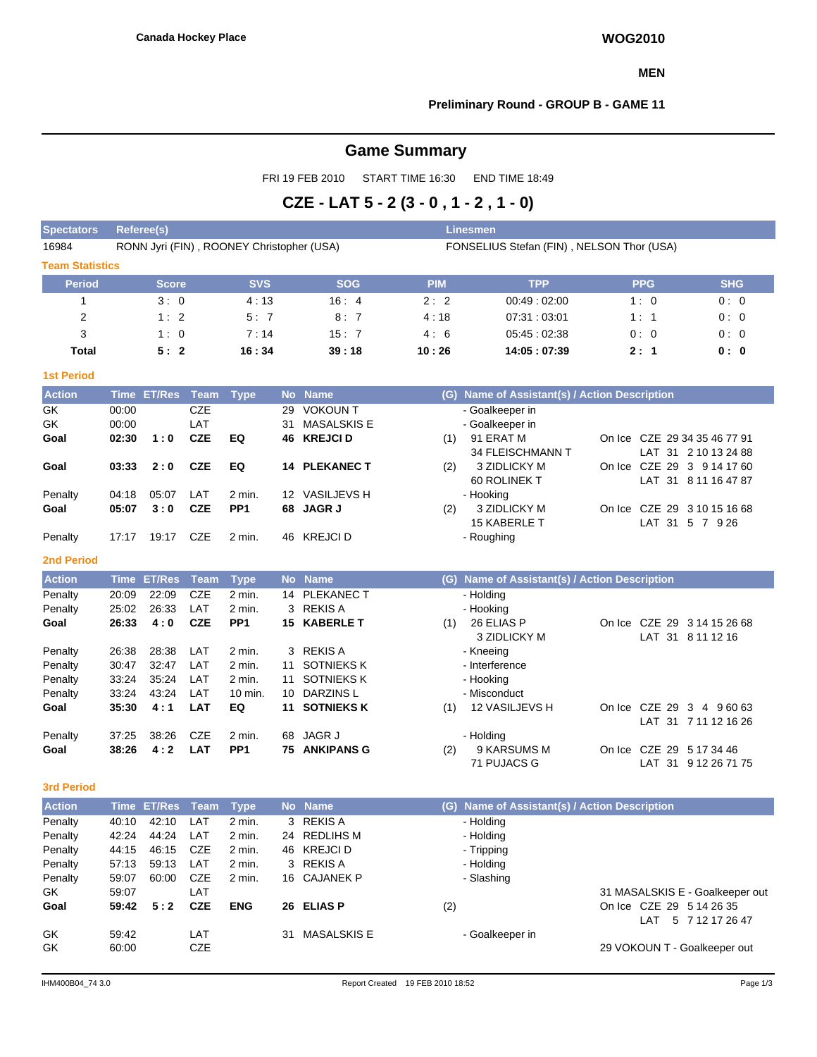Canada Hockey Place

WOG2010

MEN

Preliminary Round - GROUP B - GAME 11

## Game Summary

FRI 19 FEB 2010 START TIME 16:30 END TIME 18:49

## CZE - LAT 5 - 2 (3 - 0 , 1 - 2 , 1 - 0)

| Spectators | Referee(s) | Linesmen |
|---|---|---|
| 16984 | RONN Jyri (FIN) , ROONEY Christopher (USA) | FONSELIUS Stefan (FIN) , NELSON Thor (USA) |

### Team Statistics

| Period | Score | SVS | SOG | PIM | TPP | PPG | SHG |
|---|---|---|---|---|---|---|---|
| 1 | 3 : 0 | 4 : 13 | 16 : 4 | 2 : 2 | 00:49 : 02:00 | 1 : 0 | 0 : 0 |
| 2 | 1 : 2 | 5 : 7 | 8 : 7 | 4 : 18 | 07:31 : 03:01 | 1 : 1 | 0 : 0 |
| 3 | 1 : 0 | 7 : 14 | 15 : 7 | 4 : 6 | 05:45 : 02:38 | 0 : 0 | 0 : 0 |
| **Total** | **5 : 2** | **16 : 34** | **39 : 18** | **10 : 26** | **14:05 : 07:39** | **2 : 1** | **0 : 0** |

### 1st Period

| Action | Time | ET/Res | Team | Type | No | Name | (G) | Name of Assistant(s) / Action Description | On Ice |
|---|---|---|---|---|---|---|---|---|---|
| GK | 00:00 | | CZE | | 29 | VOKOUN T | | - Goalkeeper in | |
| GK | 00:00 | | LAT | | 31 | MASALSKIS E | | - Goalkeeper in | |
| **Goal** | **02:30** | **1 : 0** | **CZE** | **EQ** | **46** | **KREJCI D** | (1) | 91 ERAT M, 34 FLEISCHMANN T | CZE 29 34 35 46 77 91; LAT 31 2 10 13 24 88 |
| **Goal** | **03:33** | **2 : 0** | **CZE** | **EQ** | **14** | **PLEKANEC T** | (2) | 3 ZIDLICKY M, 60 ROLINEK T | CZE 29 3 9 14 17 60; LAT 31 8 11 16 47 87 |
| Penalty | 04:18 | 05:07 | LAT | 2 min. | 12 | VASILJEVS H | | - Hooking | |
| **Goal** | **05:07** | **3 : 0** | **CZE** | **PP1** | **68** | **JAGR J** | (2) | 3 ZIDLICKY M, 15 KABERLE T | CZE 29 3 10 15 16 68; LAT 31 5 7 9 26 |
| Penalty | 17:17 | 19:17 | CZE | 2 min. | 46 | KREJCI D | | - Roughing | |

### 2nd Period

| Action | Time | ET/Res | Team | Type | No | Name | (G) | Name of Assistant(s) / Action Description | On Ice |
|---|---|---|---|---|---|---|---|---|---|
| Penalty | 20:09 | 22:09 | CZE | 2 min. | 14 | PLEKANEC T | | - Holding | |
| Penalty | 25:02 | 26:33 | LAT | 2 min. | 3 | REKIS A | | - Hooking | |
| **Goal** | **26:33** | **4 : 0** | **CZE** | **PP1** | **15** | **KABERLE T** | (1) | 26 ELIAS P, 3 ZIDLICKY M | CZE 29 3 14 15 26 68; LAT 31 8 11 12 16 |
| Penalty | 26:38 | 28:38 | LAT | 2 min. | 3 | REKIS A | | - Kneeing | |
| Penalty | 30:47 | 32:47 | LAT | 2 min. | 11 | SOTNIEKS K | | - Interference | |
| Penalty | 33:24 | 35:24 | LAT | 2 min. | 11 | SOTNIEKS K | | - Hooking | |
| Penalty | 33:24 | 43:24 | LAT | 10 min. | 10 | DARZINS L | | - Misconduct | |
| **Goal** | **35:30** | **4 : 1** | **LAT** | **EQ** | **11** | **SOTNIEKS K** | (1) | 12 VASILJEVS H | CZE 29 3 4 9 60 63; LAT 31 7 11 12 16 26 |
| Penalty | 37:25 | 38:26 | CZE | 2 min. | 68 | JAGR J | | - Holding | |
| **Goal** | **38:26** | **4 : 2** | **LAT** | **PP1** | **75** | **ANKIPANS G** | (2) | 9 KARSUMS M, 71 PUJACS G | CZE 29 5 17 34 46; LAT 31 9 12 26 71 75 |

### 3rd Period

| Action | Time | ET/Res | Team | Type | No | Name | (G) | Name of Assistant(s) / Action Description | On Ice |
|---|---|---|---|---|---|---|---|---|---|
| Penalty | 40:10 | 42:10 | LAT | 2 min. | 3 | REKIS A | | - Holding | |
| Penalty | 42:24 | 44:24 | LAT | 2 min. | 24 | REDLIHS M | | - Holding | |
| Penalty | 44:15 | 46:15 | CZE | 2 min. | 46 | KREJCI D | | - Tripping | |
| Penalty | 57:13 | 59:13 | LAT | 2 min. | 3 | REKIS A | | - Holding | |
| Penalty | 59:07 | 60:00 | CZE | 2 min. | 16 | CAJANEK P | | - Slashing | |
| GK | 59:07 | | LAT | | | | | | 31 MASALSKIS E - Goalkeeper out |
| **Goal** | **59:42** | **5 : 2** | **CZE** | **ENG** | **26** | **ELIAS P** | (2) | | CZE 29 5 14 26 35; LAT 5 7 12 17 26 47 |
| GK | 59:42 | | LAT | | 31 | MASALSKIS E | | - Goalkeeper in | |
| GK | 60:00 | | CZE | | | | | | 29 VOKOUN T - Goalkeeper out |

IHM400B04_74 3.0 Report Created 19 FEB 2010 18:52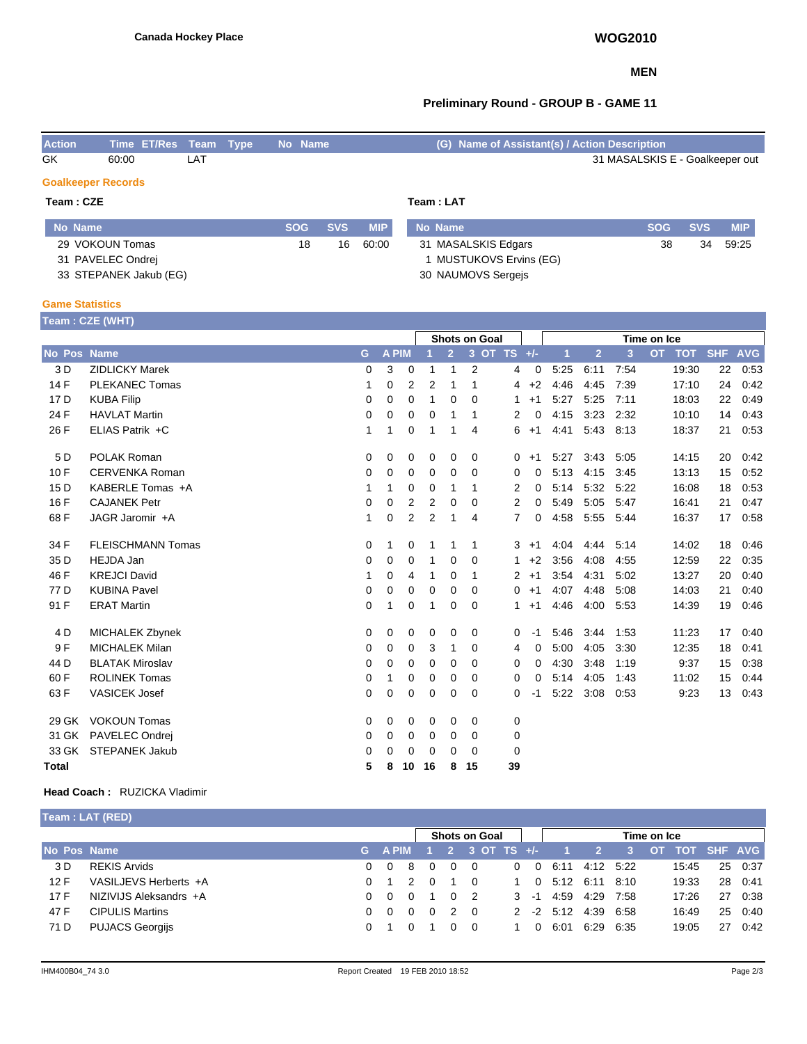Canada Hockey Place

**WOG2010**

**MEN**

**Preliminary Round - GROUP B - GAME 11**

| Action | Time | ET/Res | Team | Type | No | Name | (G) | Name of Assistant(s) / Action Description |
|---|---|---|---|---|---|---|---|---|
| GK | 60:00 | | LAT | | | | | 31 MASALSKIS E - Goalkeeper out |

### Goalkeeper Records

**Team : CZE**

| No | Name | SOG | SVS | MIP |
|---|---|---|---|---|
| 29 | VOKOUN Tomas | 18 | 16 | 60:00 |
| 31 | PAVELEC Ondrej | | | |
| 33 | STEPANEK Jakub (EG) | | | |

**Team : LAT**

| No | Name | SOG | SVS | MIP |
|---|---|---|---|---|
| 31 | MASALSKIS Edgars | 38 | 34 | 59:25 |
| 1 | MUSTUKOVS Ervins (EG) | | | |
| 30 | NAUMOVS Sergejs | | | |

### Game Statistics

**Team : CZE (WHT)**

| No | Pos | Name | G | A | PIM | SOG 1 | SOG 2 | SOG 3 | SOG OT | SOG TS | +/- | TOI 1 | TOI 2 | TOI 3 | TOI OT | TOT | SHF | AVG |
|---|---|---|---|---|---|---|---|---|---|---|---|---|---|---|---|---|---|---|
| 3 | D | ZIDLICKY Marek | 0 | 3 | 0 | 1 | 1 | 2 | | 4 | 0 | 5:25 | 6:11 | 7:54 | | 19:30 | 22 | 0:53 |
| 14 | F | PLEKANEC Tomas | 1 | 0 | 2 | 2 | 1 | 1 | | 4 | +2 | 4:46 | 4:45 | 7:39 | | 17:10 | 24 | 0:42 |
| 17 | D | KUBA Filip | 0 | 0 | 0 | 1 | 0 | 0 | | 1 | +1 | 5:27 | 5:25 | 7:11 | | 18:03 | 22 | 0:49 |
| 24 | F | HAVLAT Martin | 0 | 0 | 0 | 0 | 1 | 1 | | 2 | 0 | 4:15 | 3:23 | 2:32 | | 10:10 | 14 | 0:43 |
| 26 | F | ELIAS Patrik +C | 1 | 1 | 0 | 1 | 1 | 4 | | 6 | +1 | 4:41 | 5:43 | 8:13 | | 18:37 | 21 | 0:53 |
| 5 | D | POLAK Roman | 0 | 0 | 0 | 0 | 0 | 0 | | 0 | +1 | 5:27 | 3:43 | 5:05 | | 14:15 | 20 | 0:42 |
| 10 | F | CERVENKA Roman | 0 | 0 | 0 | 0 | 0 | 0 | | 0 | 0 | 5:13 | 4:15 | 3:45 | | 13:13 | 15 | 0:52 |
| 15 | D | KABERLE Tomas +A | 1 | 1 | 0 | 0 | 1 | 1 | | 2 | 0 | 5:14 | 5:32 | 5:22 | | 16:08 | 18 | 0:53 |
| 16 | F | CAJANEK Petr | 0 | 0 | 2 | 2 | 0 | 0 | | 2 | 0 | 5:49 | 5:05 | 5:47 | | 16:41 | 21 | 0:47 |
| 68 | F | JAGR Jaromir +A | 1 | 0 | 2 | 2 | 1 | 4 | | 7 | 0 | 4:58 | 5:55 | 5:44 | | 16:37 | 17 | 0:58 |
| 34 | F | FLEISCHMANN Tomas | 0 | 1 | 0 | 1 | 1 | 1 | | 3 | +1 | 4:04 | 4:44 | 5:14 | | 14:02 | 18 | 0:46 |
| 35 | D | HEJDA Jan | 0 | 0 | 0 | 1 | 0 | 0 | | 1 | +2 | 3:56 | 4:08 | 4:55 | | 12:59 | 22 | 0:35 |
| 46 | F | KREJCI David | 1 | 0 | 4 | 1 | 0 | 1 | | 2 | +1 | 3:54 | 4:31 | 5:02 | | 13:27 | 20 | 0:40 |
| 77 | D | KUBINA Pavel | 0 | 0 | 0 | 0 | 0 | 0 | | 0 | +1 | 4:07 | 4:48 | 5:08 | | 14:03 | 21 | 0:40 |
| 91 | F | ERAT Martin | 0 | 1 | 0 | 1 | 0 | 0 | | 1 | +1 | 4:46 | 4:00 | 5:53 | | 14:39 | 19 | 0:46 |
| 4 | D | MICHALEK Zbynek | 0 | 0 | 0 | 0 | 0 | 0 | | 0 | -1 | 5:46 | 3:44 | 1:53 | | 11:23 | 17 | 0:40 |
| 9 | F | MICHALEK Milan | 0 | 0 | 0 | 3 | 1 | 0 | | 4 | 0 | 5:00 | 4:05 | 3:30 | | 12:35 | 18 | 0:41 |
| 44 | D | BLATAK Miroslav | 0 | 0 | 0 | 0 | 0 | 0 | | 0 | 0 | 4:30 | 3:48 | 1:19 | | 9:37 | 15 | 0:38 |
| 60 | F | ROLINEK Tomas | 0 | 1 | 0 | 0 | 0 | 0 | | 0 | 0 | 5:14 | 4:05 | 1:43 | | 11:02 | 15 | 0:44 |
| 63 | F | VASICEK Josef | 0 | 0 | 0 | 0 | 0 | 0 | | 0 | -1 | 5:22 | 3:08 | 0:53 | | 9:23 | 13 | 0:43 |
| 29 | GK | VOKOUN Tomas | 0 | 0 | 0 | 0 | 0 | 0 | | 0 | | | | | | | | |
| 31 | GK | PAVELEC Ondrej | 0 | 0 | 0 | 0 | 0 | 0 | | 0 | | | | | | | | |
| 33 | GK | STEPANEK Jakub | 0 | 0 | 0 | 0 | 0 | 0 | | 0 | | | | | | | | |
| **Total** | | | **5** | **8** | **10** | **16** | **8** | **15** | | **39** | | | | | | | | |

**Head Coach :** RUZICKA Vladimir

**Team : LAT (RED)**

| No | Pos | Name | G | A | PIM | SOG 1 | SOG 2 | SOG 3 | SOG OT | SOG TS | +/- | TOI 1 | TOI 2 | TOI 3 | TOI OT | TOT | SHF | AVG |
|---|---|---|---|---|---|---|---|---|---|---|---|---|---|---|---|---|---|---|
| 3 | D | REKIS Arvids | 0 | 0 | 8 | 0 | 0 | 0 | | 0 | 0 | 6:11 | 4:12 | 5:22 | | 15:45 | 25 | 0:37 |
| 12 | F | VASILJEVS Herberts +A | 0 | 1 | 2 | 0 | 1 | 0 | | 1 | 0 | 5:12 | 6:11 | 8:10 | | 19:33 | 28 | 0:41 |
| 17 | F | NIZIVIJS Aleksandrs +A | 0 | 0 | 0 | 1 | 0 | 2 | | 3 | -1 | 4:59 | 4:29 | 7:58 | | 17:26 | 27 | 0:38 |
| 47 | F | CIPULIS Martins | 0 | 0 | 0 | 0 | 2 | 0 | | 2 | -2 | 5:12 | 4:39 | 6:58 | | 16:49 | 25 | 0:40 |
| 71 | D | PUJACS Georgijs | 0 | 1 | 0 | 1 | 0 | 0 | | 1 | 0 | 6:01 | 6:29 | 6:35 | | 19:05 | 27 | 0:42 |

IHM400B04_74 3.0 Report Created 19 FEB 2010 18:52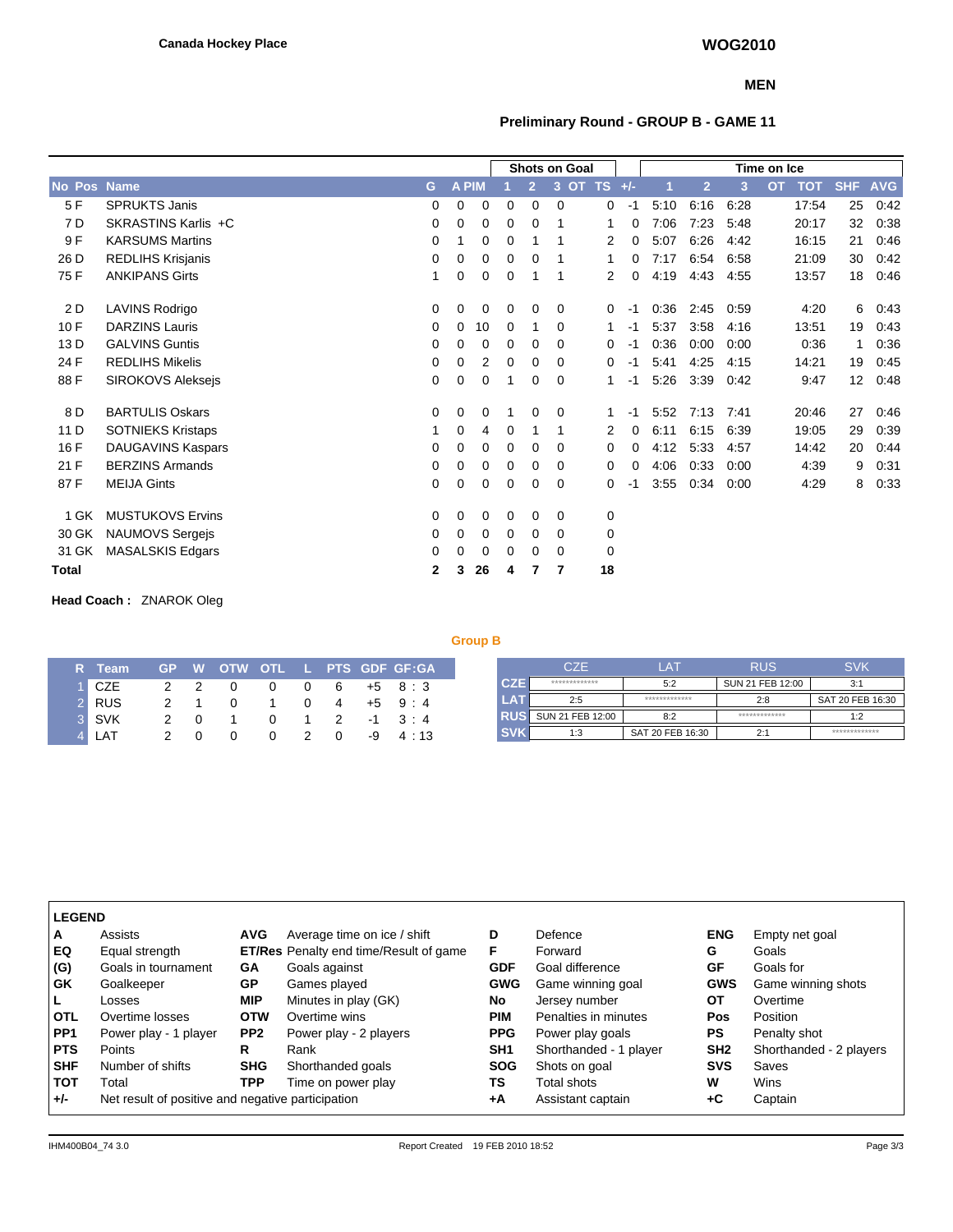Canada Hockey Place

WOG2010

MEN

## Preliminary Round - GROUP B - GAME 11

| | | | | | | Shots on Goal | | | | | | Time on Ice | | | | | | |
|---|---|---|---|---|---|---|---|---|---|---|---|---|---|---|---|---|---|---|
| No | Pos | Name | G | A | PIM | 1 | 2 | 3 | OT | TS | +/- | 1 | 2 | 3 | OT | TOT | SHF | AVG |
| 5 | F | SPRUKTS Janis | 0 | 0 | 0 | 0 | 0 | 0 | | 0 | -1 | 5:10 | 6:16 | 6:28 | | 17:54 | 25 | 0:42 |
| 7 | D | SKRASTINS Karlis +C | 0 | 0 | 0 | 0 | 0 | 1 | | 1 | 0 | 7:06 | 7:23 | 5:48 | | 20:17 | 32 | 0:38 |
| 9 | F | KARSUMS Martins | 0 | 1 | 0 | 0 | 1 | 1 | | 2 | 0 | 5:07 | 6:26 | 4:42 | | 16:15 | 21 | 0:46 |
| 26 | D | REDLIHS Krisjanis | 0 | 0 | 0 | 0 | 0 | 1 | | 1 | 0 | 7:17 | 6:54 | 6:58 | | 21:09 | 30 | 0:42 |
| 75 | F | ANKIPANS Girts | 1 | 0 | 0 | 0 | 1 | 1 | | 2 | 0 | 4:19 | 4:43 | 4:55 | | 13:57 | 18 | 0:46 |
| 2 | D | LAVINS Rodrigo | 0 | 0 | 0 | 0 | 0 | 0 | | 0 | -1 | 0:36 | 2:45 | 0:59 | | 4:20 | 6 | 0:43 |
| 10 | F | DARZINS Lauris | 0 | 0 | 10 | 0 | 1 | 0 | | 1 | -1 | 5:37 | 3:58 | 4:16 | | 13:51 | 19 | 0:43 |
| 13 | D | GALVINS Guntis | 0 | 0 | 0 | 0 | 0 | 0 | | 0 | -1 | 0:36 | 0:00 | 0:00 | | 0:36 | 1 | 0:36 |
| 24 | F | REDLIHS Mikelis | 0 | 0 | 2 | 0 | 0 | 0 | | 0 | -1 | 5:41 | 4:25 | 4:15 | | 14:21 | 19 | 0:45 |
| 88 | F | SIROKOVS Aleksejs | 0 | 0 | 0 | 1 | 0 | 0 | | 1 | -1 | 5:26 | 3:39 | 0:42 | | 9:47 | 12 | 0:48 |
| 8 | D | BARTULIS Oskars | 0 | 0 | 0 | 1 | 0 | 0 | | 1 | -1 | 5:52 | 7:13 | 7:41 | | 20:46 | 27 | 0:46 |
| 11 | D | SOTNIEKS Kristaps | 1 | 0 | 4 | 0 | 1 | 1 | | 2 | 0 | 6:11 | 6:15 | 6:39 | | 19:05 | 29 | 0:39 |
| 16 | F | DAUGAVINS Kaspars | 0 | 0 | 0 | 0 | 0 | 0 | | 0 | 0 | 4:12 | 5:33 | 4:57 | | 14:42 | 20 | 0:44 |
| 21 | F | BERZINS Armands | 0 | 0 | 0 | 0 | 0 | 0 | | 0 | 0 | 4:06 | 0:33 | 0:00 | | 4:39 | 9 | 0:31 |
| 87 | F | MEIJA Gints | 0 | 0 | 0 | 0 | 0 | 0 | | 0 | -1 | 3:55 | 0:34 | 0:00 | | 4:29 | 8 | 0:33 |
| 1 | GK | MUSTUKOVS Ervins | 0 | 0 | 0 | 0 | 0 | 0 | | 0 | | | | | | | | |
| 30 | GK | NAUMOVS Sergejs | 0 | 0 | 0 | 0 | 0 | 0 | | 0 | | | | | | | | |
| 31 | GK | MASALSKIS Edgars | 0 | 0 | 0 | 0 | 0 | 0 | | 0 | | | | | | | | |
| Total | | | 2 | 3 | 26 | 4 | 7 | 7 | | 18 | | | | | | | | |

**Head Coach :** ZNAROK Oleg

### Group B

| R | Team | GP | W | OTW | OTL | L | PTS | GDF | GF:GA |
|---|---|---|---|---|---|---|---|---|---|
| 1 | CZE | 2 | 2 | 0 | 0 | 0 | 6 | +5 | 8 : 3 |
| 2 | RUS | 2 | 1 | 0 | 1 | 0 | 4 | +5 | 9 : 4 |
| 3 | SVK | 2 | 0 | 1 | 0 | 1 | 2 | -1 | 3 : 4 |
| 4 | LAT | 2 | 0 | 0 | 0 | 2 | 0 | -9 | 4 : 13 |

| | CZE | LAT | RUS | SVK |
|---|---|---|---|---|
| CZE | ************* | 5:2 | SUN 21 FEB 12:00 | 3:1 |
| LAT | 2:5 | ************* | 2:8 | SAT 20 FEB 16:30 |
| RUS | SUN 21 FEB 12:00 | 8:2 | ************* | 1:2 |
| SVK | 1:3 | SAT 20 FEB 16:30 | 2:1 | ************* |

| LEGEND | | | | | | | |
|---|---|---|---|---|---|---|---|
| **A** | Assists | **AVG** | Average time on ice / shift | **D** | Defence | **ENG** | Empty net goal |
| **EQ** | Equal strength | **ET/Res** | Penalty end time/Result of game | **F** | Forward | **G** | Goals |
| **(G)** | Goals in tournament | **GA** | Goals against | **GDF** | Goal difference | **GF** | Goals for |
| **GK** | Goalkeeper | **GP** | Games played | **GWG** | Game winning goal | **GWS** | Game winning shots |
| **L** | Losses | **MIP** | Minutes in play (GK) | **No** | Jersey number | **OT** | Overtime |
| **OTL** | Overtime losses | **OTW** | Overtime wins | **PIM** | Penalties in minutes | **Pos** | Position |
| **PP1** | Power play - 1 player | **PP2** | Power play - 2 players | **PPG** | Power play goals | **PS** | Penalty shot |
| **PTS** | Points | **R** | Rank | **SH1** | Shorthanded - 1 player | **SH2** | Shorthanded - 2 players |
| **SHF** | Number of shifts | **SHG** | Shorthanded goals | **SOG** | Shots on goal | **SVS** | Saves |
| **TOT** | Total | **TPP** | Time on power play | **TS** | Total shots | **W** | Wins |
| **+/-** | Net result of positive and negative participation | | | **+A** | Assistant captain | **+C** | Captain |

IHM400B04_74 3.0 Report Created 19 FEB 2010 18:52